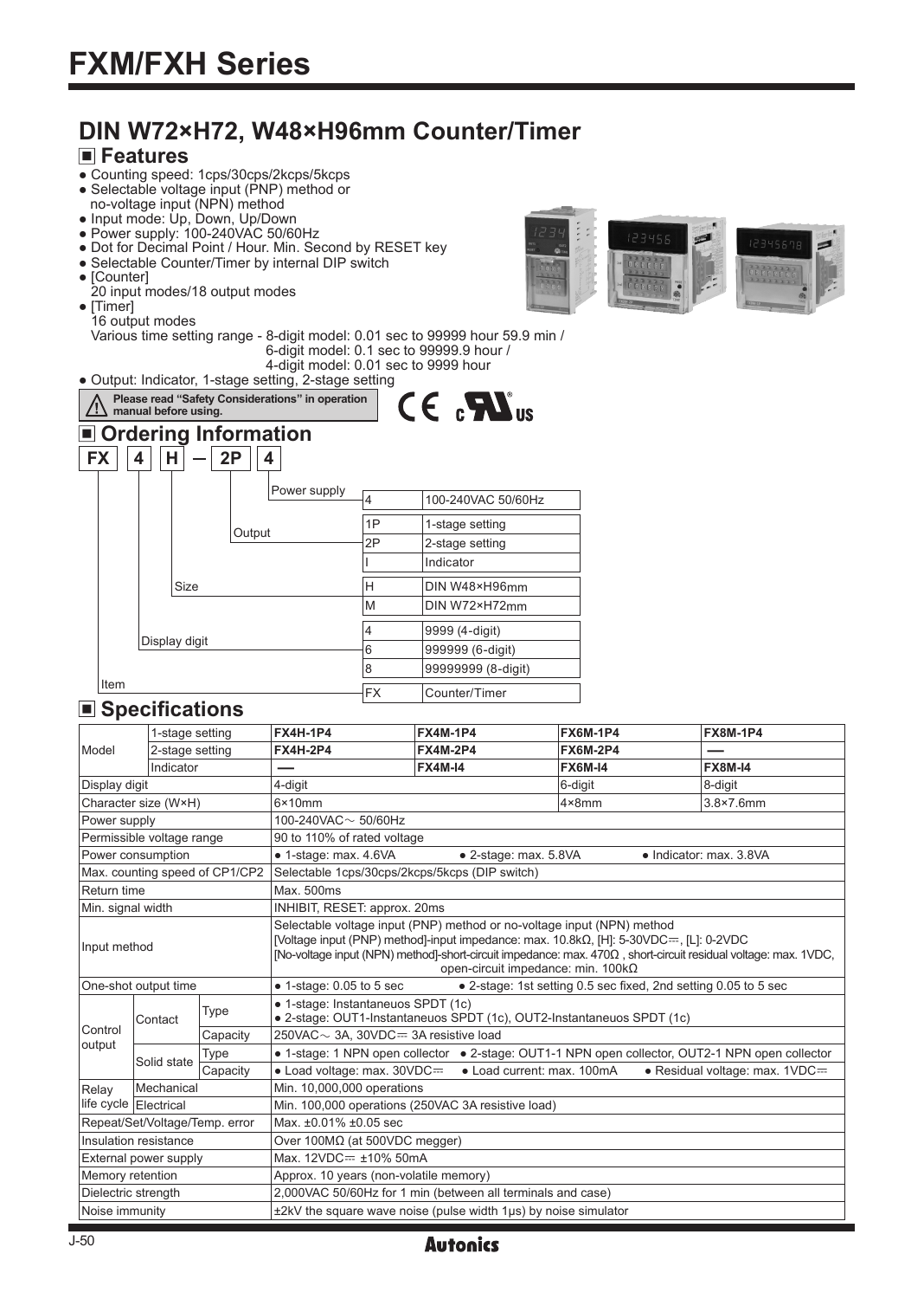# FXM/FXH Series

## DIN W72×H72, W48×H96mm Counter/Timer

### ■ Features

- Counting speed: 1cps/30cps/2kcps/5kcps
- Selectable voltage input (PNP) method or no-voltage input (NPN) method
- Input mode: Up, Down, Up/Down
- Power supply: 100-240VAC 50/60Hz
- Dot for Decimal Point / Hour. Min. Second by RESET key
- Selectable Counter/Timer by internal DIP switch
- [Counter]
  20 input modes/18 output modes
- [Timer]
  16 output modes
  Various time setting range - 8-digit model: 0.01 sec to 99999 hour 59.9 min /
  6-digit model: 0.1 sec to 99999.9 hour /
  4-digit model: 0.01 sec to 9999 hour
- Output: Indicator, 1-stage setting, 2-stage setting

⚠ Please read "Safety Considerations" in operation manual before using.

### ■ Ordering Information

FX | 4 | H | — | 2P | 4

| Item | Code | Description |
|---|---|---|
| Power supply | 4 | 100-240VAC 50/60Hz |
| Output | 1P | 1-stage setting |
| | 2P | 2-stage setting |
| | I | Indicator |
| Size | H | DIN W48×H96mm |
| | M | DIN W72×H72mm |
| Display digit | 4 | 9999 (4-digit) |
| | 6 | 999999 (6-digit) |
| | 8 | 99999999 (8-digit) |
| Item | FX | Counter/Timer |

### ■ Specifications

| Model | | | | | | |
|---|---|---|---|---|---|---|
| Model | 1-stage setting | | **FX4H-1P4** | **FX4M-1P4** | **FX6M-1P4** | **FX8M-1P4** |
| | 2-stage setting | | **FX4H-2P4** | **FX4M-2P4** | **FX6M-2P4** | — |
| | Indicator | | — | **FX4M-I4** | **FX6M-I4** | **FX8M-I4** |
| Display digit | | | 4-digit | | 6-digit | 8-digit |
| Character size (W×H) | | | 6×10mm | | 4×8mm | 3.8×7.6mm |
| Power supply | | | 100-240VAC～ 50/60Hz | | | |
| Permissible voltage range | | | 90 to 110% of rated voltage | | | |
| Power consumption | | | ● 1-stage: max. 4.6VA ● 2-stage: max. 5.8VA ● Indicator: max. 3.8VA | | | |
| Max. counting speed of CP1/CP2 | | | Selectable 1cps/30cps/2kcps/5kcps (DIP switch) | | | |
| Return time | | | Max. 500ms | | | |
| Min. signal width | | | INHIBIT, RESET: approx. 20ms | | | |
| Input method | | | Selectable voltage input (PNP) method or no-voltage input (NPN) method<br>[Voltage input (PNP) method]-input impedance: max. 10.8kΩ, [H]: 5-30VDC⎓, [L]: 0-2VDC<br>[No-voltage input (NPN) method]-short-circuit impedance: max. 470Ω , short-circuit residual voltage: max. 1VDC, open-circuit impedance: min. 100kΩ | | | |
| One-shot output time | | | ● 1-stage: 0.05 to 5 sec ● 2-stage: 1st setting 0.5 sec fixed, 2nd setting 0.05 to 5 sec | | | |
| Control output | Contact | Type | ● 1-stage: Instantaneuos SPDT (1c)<br>● 2-stage: OUT1-Instantaneuos SPDT (1c), OUT2-Instantaneuos SPDT (1c) | | | |
| | | Capacity | 250VAC～ 3A, 30VDC⎓ 3A resistive load | | | |
| | Solid state | Type | ● 1-stage: 1 NPN open collector ● 2-stage: OUT1-1 NPN open collector, OUT2-1 NPN open collector | | | |
| | | Capacity | ● Load voltage: max. 30VDC⎓ ● Load current: max. 100mA ● Residual voltage: max. 1VDC⎓ | | | |
| Relay life cycle | Mechanical | | Min. 10,000,000 operations | | | |
| | Electrical | | Min. 100,000 operations (250VAC 3A resistive load) | | | |
| Repeat/Set/Voltage/Temp. error | | | Max. ±0.01% ±0.05 sec | | | |
| Insulation resistance | | | Over 100MΩ (at 500VDC megger) | | | |
| External power supply | | | Max. 12VDC⎓ ±10% 50mA | | | |
| Memory retention | | | Approx. 10 years (non-volatile memory) | | | |
| Dielectric strength | | | 2,000VAC 50/60Hz for 1 min (between all terminals and case) | | | |
| Noise immunity | | | ±2kV the square wave noise (pulse width 1μs) by noise simulator | | | |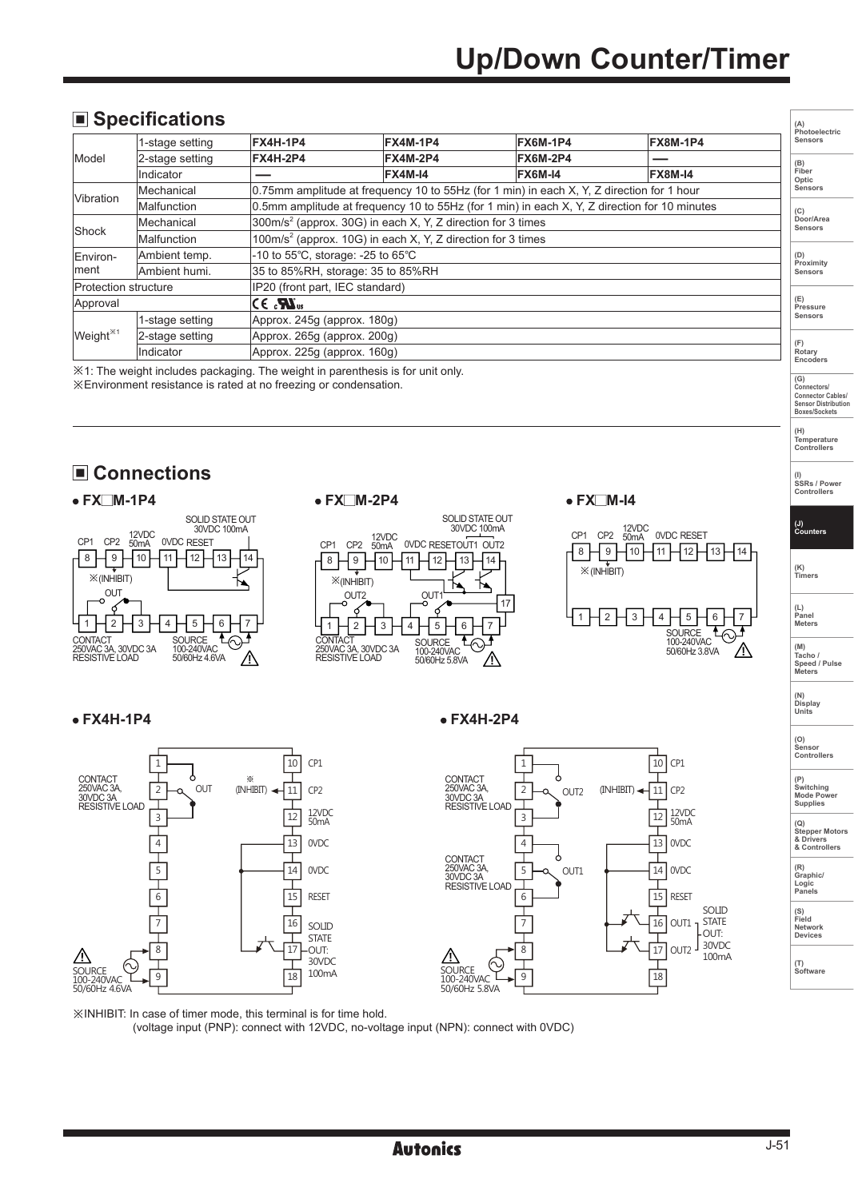## ■ Specifications

| Model | | | | | |
|---|---|---|---|---|---|
| Model | 1-stage setting | FX4H-1P4 | FX4M-1P4 | FX6M-1P4 | FX8M-1P4 |
| | 2-stage setting | FX4H-2P4 | FX4M-2P4 | FX6M-2P4 | — |
| | Indicator | — | FX4M-I4 | FX6M-I4 | FX8M-I4 |
| Vibration | Mechanical | 0.75mm amplitude at frequency 10 to 55Hz (for 1 min) in each X, Y, Z direction for 1 hour | | | |
| | Malfunction | 0.5mm amplitude at frequency 10 to 55Hz (for 1 min) in each X, Y, Z direction for 10 minutes | | | |
| Shock | Mechanical | $300m/s^2$ (approx. 30G) in each X, Y, Z direction for 3 times | | | |
| | Malfunction | $100m/s^2$ (approx. 10G) in each X, Y, Z direction for 3 times | | | |
| Environment | Ambient temp. | -10 to 55℃, storage: -25 to 65℃ | | | |
| | Ambient humi. | 35 to 85%RH, storage: 35 to 85%RH | | | |
| Protection structure | | IP20 (front part, IEC standard) | | | |
| Approval | | CE cULus | | | |
| Weight※1 | 1-stage setting | Approx. 245g (approx. 180g) | | | |
| | 2-stage setting | Approx. 265g (approx. 200g) | | | |
| | Indicator | Approx. 225g (approx. 160g) | | | |

※1: The weight includes packaging. The weight in parenthesis is for unit only.
※Environment resistance is rated at no freezing or condensation.

## ■ Connections

- FX□M-1P4
- FX□M-2P4
- FX□M-I4
- FX4H-1P4
- FX4H-2P4

※INHIBIT: In case of timer mode, this terminal is for time hold.
(voltage input (PNP): connect with 12VDC, no-voltage input (NPN): connect with 0VDC)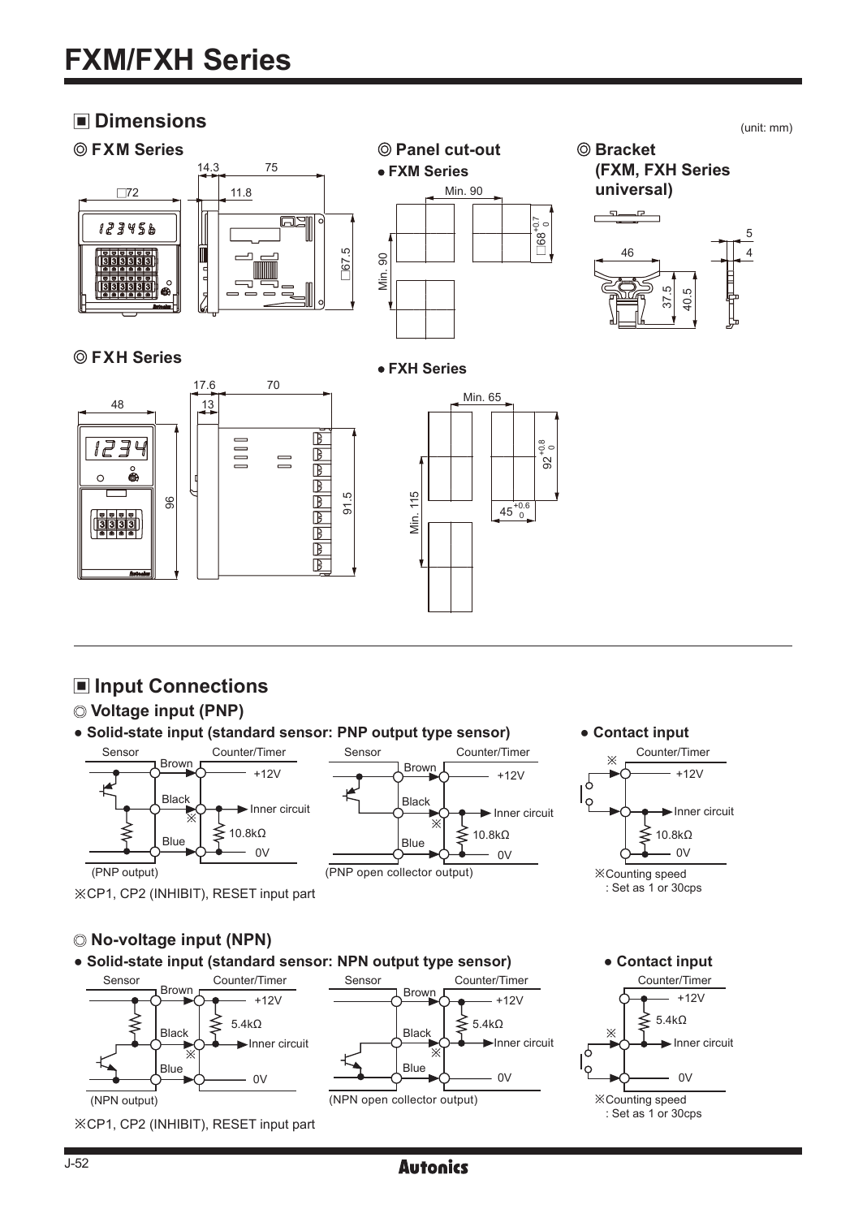# FXM/FXH Series

## ■ Dimensions

(unit: mm)

### ◎ FXM Series

□72, 14.3, 75, 11.8, □67.5

### ◎ Panel cut-out

● FXM Series

Min. 90, Min. 90, $□68^{+0.7}_{0}$

### ◎ Bracket (FXM, FXH Series universal)

46, 37.5, 40.5, 5, 4

### ◎ FXH Series

48, 96, 17.6, 13, 70, 91.5

● FXH Series

Min. 65, Min. 115, $92^{+0.8}_{0}$, $45^{+0.6}_{0}$

## ■ Input Connections

### ◎ Voltage input (PNP)

● Solid-state input (standard sensor: PNP output type sensor)

Sensor / Counter/Timer: Brown — +12V, Black — ※ — Inner circuit, 10.8kΩ, Blue — 0V

(PNP output)

(PNP open collector output)

※CP1, CP2 (INHIBIT), RESET input part

● Contact input

Counter/Timer: ※ +12V, Inner circuit, 10.8kΩ, 0V

※Counting speed
: Set as 1 or 30cps

### ◎ No-voltage input (NPN)

● Solid-state input (standard sensor: NPN output type sensor)

Sensor / Counter/Timer: Brown — +12V, 5.4kΩ, Black — ※ — Inner circuit, Blue — 0V

(NPN output)

(NPN open collector output)

※CP1, CP2 (INHIBIT), RESET input part

● Contact input

Counter/Timer: +12V, 5.4kΩ, ※ Inner circuit, 0V

※Counting speed
: Set as 1 or 30cps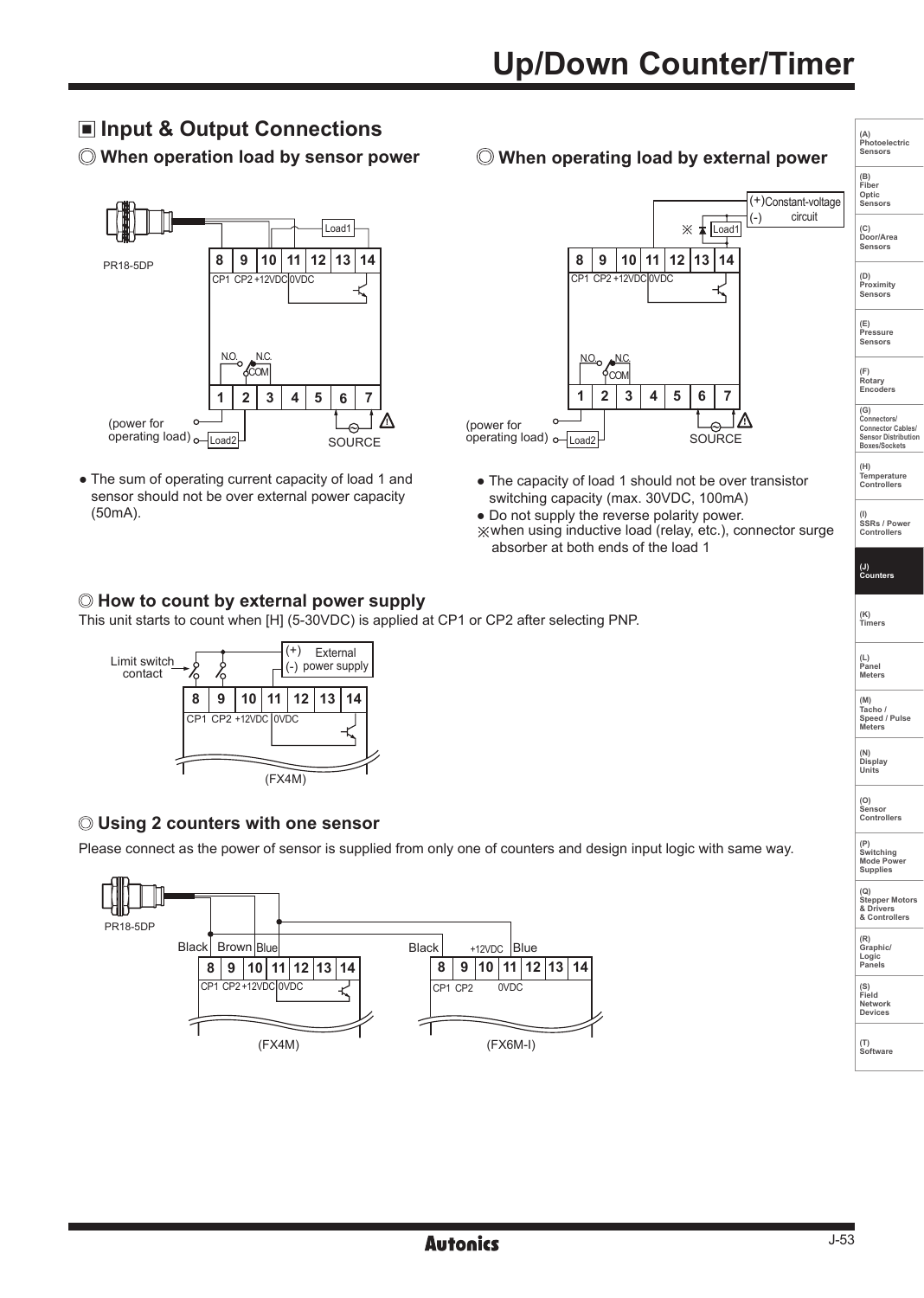## Input & Output Connections

### When operation load by sensor power

- The sum of operating current capacity of load 1 and sensor should not be over external power capacity (50mA).

### When operating load by external power

- The capacity of load 1 should not be over transistor switching capacity (max. 30VDC, 100mA)
- Do not supply the reverse polarity power.

※when using inductive load (relay, etc.), connector surge absorber at both ends of the load 1

### How to count by external power supply

This unit starts to count when [H] (5-30VDC) is applied at CP1 or CP2 after selecting PNP.

### Using 2 counters with one sensor

Please connect as the power of sensor is supplied from only one of counters and design input logic with same way.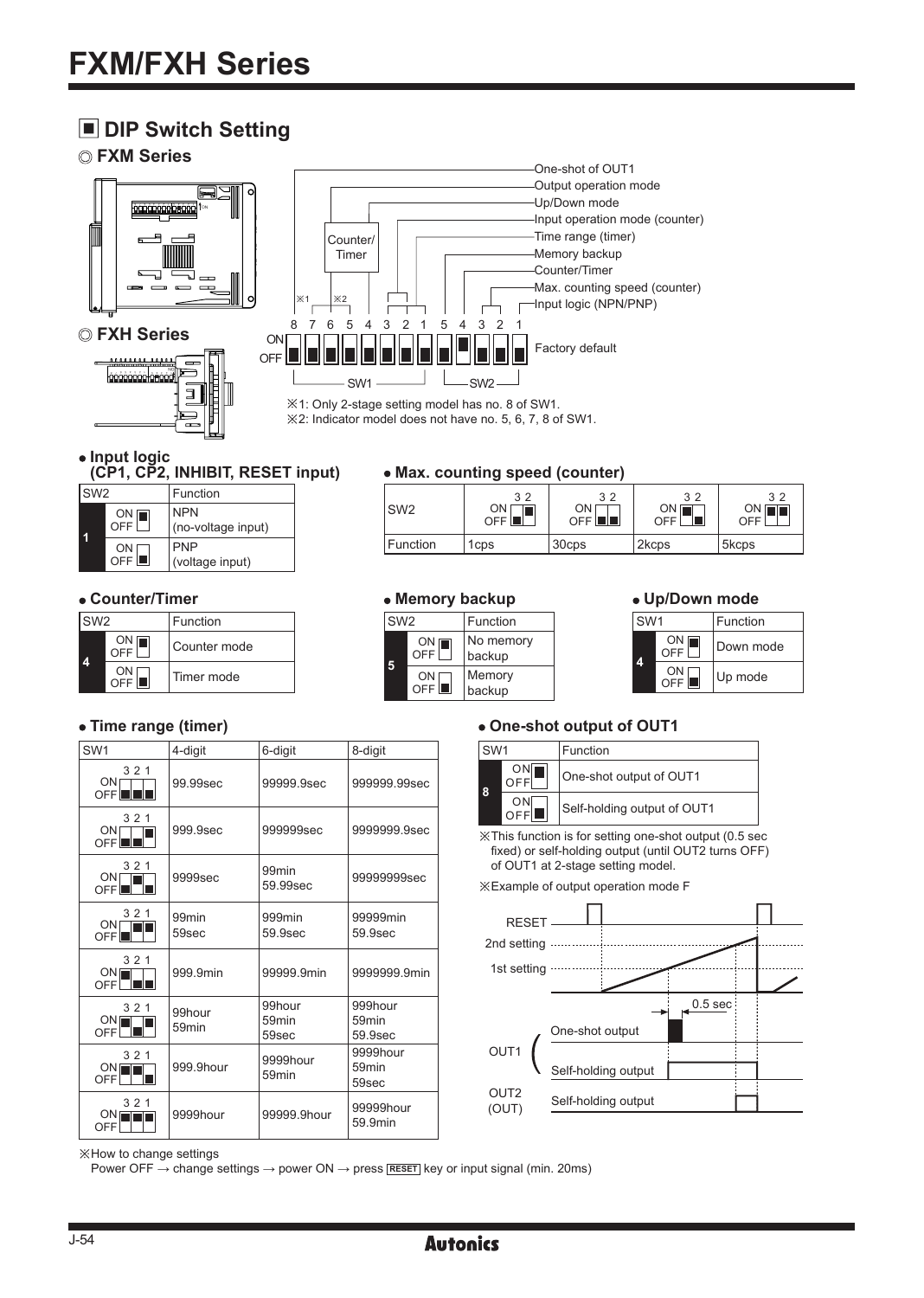# FXM/FXH Series

## ■ DIP Switch Setting

### ◎ FXM Series

### ◎ FXH Series

DIP switch layout (SW1: 8 7 6 5 4 3 2 1, SW2: 5 4 3 2 1, ON/OFF — Factory default):

- One-shot of OUT1
- Output operation mode
- Up/Down mode
- Input operation mode (counter)
- Time range (timer)
- Memory backup
- Counter/Timer
- Max. counting speed (counter)
- Input logic (NPN/PNP)

※1: Only 2-stage setting model has no. 8 of SW1.
※2: Indicator model does not have no. 5, 6, 7, 8 of SW1.

● **Input logic (CP1, CP2, INHIBIT, RESET input)**

| SW2 | | Function |
|---|---|---|
| 1 | ON | NPN (no-voltage input) |
| | OFF | PNP (voltage input) |

● **Max. counting speed (counter)**

| SW2 (3 2) | OFF OFF | ON OFF | OFF ON | ON ON |
|---|---|---|---|---|
| Function | 1cps | 30cps | 2kcps | 5kcps |

● **Counter/Timer**

| SW2 | | Function |
|---|---|---|
| 4 | ON | Counter mode |
| | OFF | Timer mode |

● **Memory backup**

| SW2 | | Function |
|---|---|---|
| 5 | ON | No memory backup |
| | OFF | Memory backup |

● **Up/Down mode**

| SW1 | | Function |
|---|---|---|
| 4 | ON | Down mode |
| | OFF | Up mode |

● **Time range (timer)**

| SW1 (3 2 1) | 4-digit | 6-digit | 8-digit |
|---|---|---|---|
| OFF OFF OFF | 99.99sec | 99999.9sec | 999999.99sec |
| OFF OFF ON | 999.9sec | 999999sec | 9999999.9sec |
| OFF ON OFF | 9999sec | 99min 59.99sec | 99999999sec |
| OFF ON ON | 99min 59sec | 999min 59.9sec | 99999min 59.9sec |
| ON OFF OFF | 999.9min | 99999.9min | 9999999.9min |
| ON OFF ON | 99hour 59min | 99hour 59min 59sec | 999hour 59min 59.9sec |
| ON ON OFF | 999.9hour | 9999hour 59min | 9999hour 59min 59sec |
| ON ON ON | 9999hour | 99999.9hour | 99999hour 59.9min |

● **One-shot output of OUT1**

| SW1 | | Function |
|---|---|---|
| 8 | ON | One-shot output of OUT1 |
| | OFF | Self-holding output of OUT1 |

※This function is for setting one-shot output (0.5 sec fixed) or self-holding output (until OUT2 turns OFF) of OUT1 at 2-stage setting model.

※Example of output operation mode F

RESET, 2nd setting, 1st setting, 0.5 sec, OUT1 (One-shot output, Self-holding output), OUT2 (OUT) Self-holding output

※How to change settings
Power OFF → change settings → power ON → press RESET key or input signal (min. 20ms)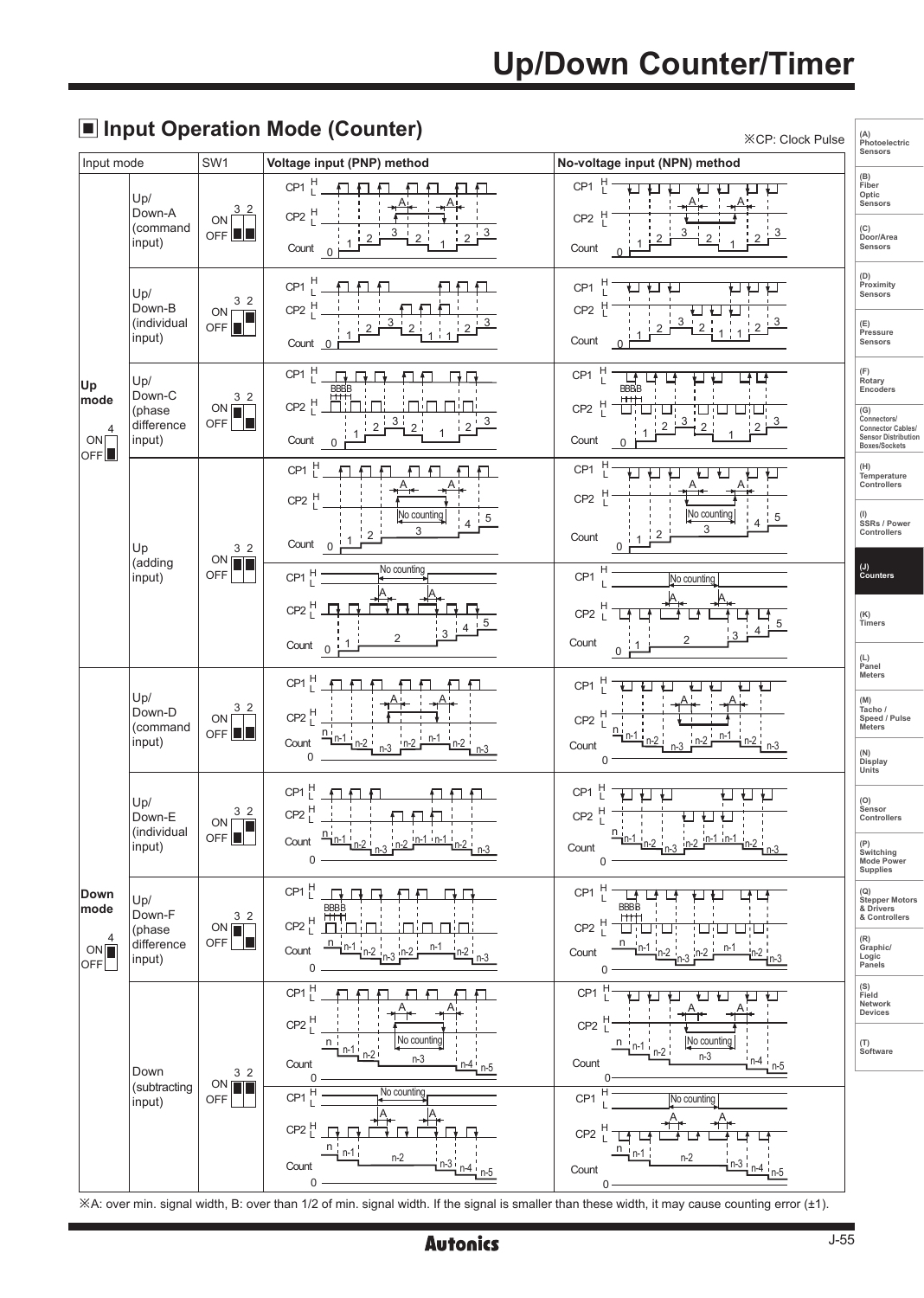## ■ Input Operation Mode (Counter)

※CP: Clock Pulse

| Input mode | | SW1 | Voltage input (PNP) method | No-voltage input (NPN) method |
|---|---|---|---|---|
| Up mode (4: ON/OFF) | Up/Down-A (command input) | 3 2 ON/OFF | | |
| | Up/Down-B (individual input) | 3 2 ON/OFF | | |
| | Up/Down-C (phase difference input) | 3 2 ON/OFF | | |
| | Up (adding input) | 3 2 ON/OFF | | |
| Down mode (4: ON/OFF) | Up/Down-D (command input) | 3 2 ON/OFF | | |
| | Up/Down-E (individual input) | 3 2 ON/OFF | | |
| | Up/Down-F (phase difference input) | 3 2 ON/OFF | | |
| | Down (subtracting input) | 3 2 ON/OFF | | |

※A: over min. signal width, B: over than 1/2 of min. signal width. If the signal is smaller than these width, it may cause counting error (±1).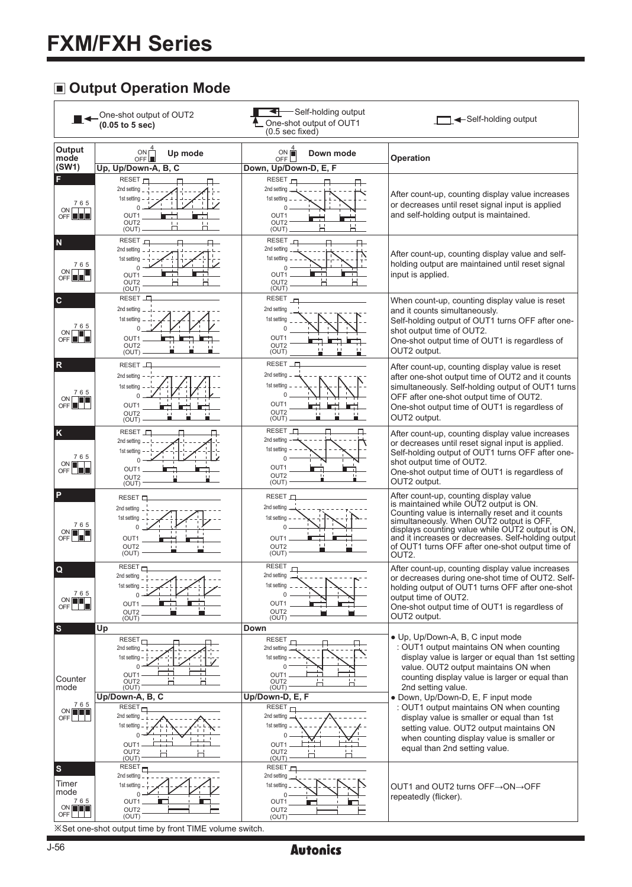# FXM/FXH Series

## ■ Output Operation Mode

One-shot output of OUT2 **(0.05 to 5 sec)** | Self-holding output / One-shot output of OUT1 (0.5 sec fixed) | Self-holding output

| Output mode (SW1) | Up mode (ON/OFF 4 OFF) Up, Up/Down-A, B, C | Down mode (ON/OFF 4 ON) Down, Up/Down-D, E, F | Operation |
|---|---|---|---|
| **F** (7 6 5: OFF OFF OFF) | RESET, 2nd setting, 1st setting, 0, OUT1, OUT2 (OUT) | RESET, 2nd setting, 1st setting, 0, OUT1, OUT2 (OUT) | After count-up, counting display value increases or decreases until reset signal input is applied and self-holding output is maintained. |
| **N** (7 6 5: OFF OFF ON) | RESET, 2nd setting, 1st setting, 0, OUT1, OUT2 (OUT) | RESET, 2nd setting, 1st setting, 0, OUT1, OUT2 (OUT) | After count-up, counting display value and self-holding output are maintained until reset signal input is applied. |
| **C** (7 6 5: OFF ON OFF) | RESET, 2nd setting, 1st setting, 0, OUT1, OUT2 (OUT) | RESET, 2nd setting, 1st setting, 0, OUT1, OUT2 (OUT) | When count-up, counting display value is reset and it counts simultaneously. Self-holding output of OUT1 turns OFF after one-shot output time of OUT2. One-shot output time of OUT1 is regardless of OUT2 output. |
| **R** (7 6 5: OFF ON ON) | RESET, 2nd setting, 1st setting, 0, OUT1, OUT2 (OUT) | RESET, 2nd setting, 1st setting, 0, OUT1, OUT2 (OUT) | After count-up, counting display value is reset after one-shot output time of OUT2 and it counts simultaneously. Self-holding output of OUT1 turns OFF after one-shot output time of OUT2. One-shot output time of OUT1 is regardless of OUT2 output. |
| **K** (7 6 5: ON OFF OFF) | RESET, 2nd setting, 1st setting, 0, OUT1, OUT2 (OUT) | RESET, 2nd setting, 1st setting, 0, OUT1, OUT2 (OUT) | After count-up, counting display value increases or decreases until reset signal input is applied. Self-holding output of OUT1 turns OFF after one-shot output time of OUT2. One-shot output time of OUT1 is regardless of OUT2 output. |
| **P** (7 6 5: ON OFF ON) | RESET, 2nd setting, 1st setting, 0, OUT1, OUT2 (OUT) | RESET, 2nd setting, 1st setting, 0, OUT1, OUT2 (OUT) | After count-up, counting display value is maintained while OUT2 output is ON. Counting value is internally reset and it counts simultaneously. When OUT2 output is OFF, displays counting value while OUT2 output is ON, and it increases or decreases. Self-holding output of OUT1 turns OFF after one-shot output time of OUT2. |
| **Q** (7 6 5: ON ON OFF) | RESET, 2nd setting, 1st setting, 0, OUT1, OUT2 (OUT) | RESET, 2nd setting, 1st setting, 0, OUT1, OUT2 (OUT) | After count-up, counting display value increases or decreases during one-shot time of OUT2. Self-holding output of OUT1 turns OFF after one-shot output time of OUT2. One-shot output time of OUT1 is regardless of OUT2 output. |
| **S** Counter mode (7 6 5: ON ON ON) | Up: RESET, 2nd setting, 1st setting, 0, OUT1, OUT2 (OUT)<br>Up/Down-A, B, C: RESET, 2nd setting, 1st setting, 0, OUT1, OUT2 (OUT) | Down: RESET, 2nd setting, 1st setting, 0, OUT1, OUT2 (OUT)<br>Up/Down-D, E, F: RESET, 2nd setting, 1st setting, 0, OUT1, OUT2 (OUT) | ● Up, Up/Down-A, B, C input mode : OUT1 output maintains ON when counting display value is larger or equal than 1st setting value. OUT2 output maintains ON when counting display value is larger or equal than 2nd setting value.<br>● Down, Up/Down-D, E, F input mode : OUT1 output maintains ON when counting display value is smaller or equal than 1st setting value. OUT2 output maintains ON when counting display value is smaller or equal than 2nd setting value. |
| **S** Timer mode (7 6 5: ON ON ON) | RESET, 2nd setting, 1st setting, 0, OUT1, OUT2 (OUT) | RESET, 2nd setting, 1st setting, 0, OUT1, OUT2 (OUT) | OUT1 and OUT2 turns OFF→ON→OFF repeatedly (flicker). |

※Set one-shot output time by front TIME volume switch.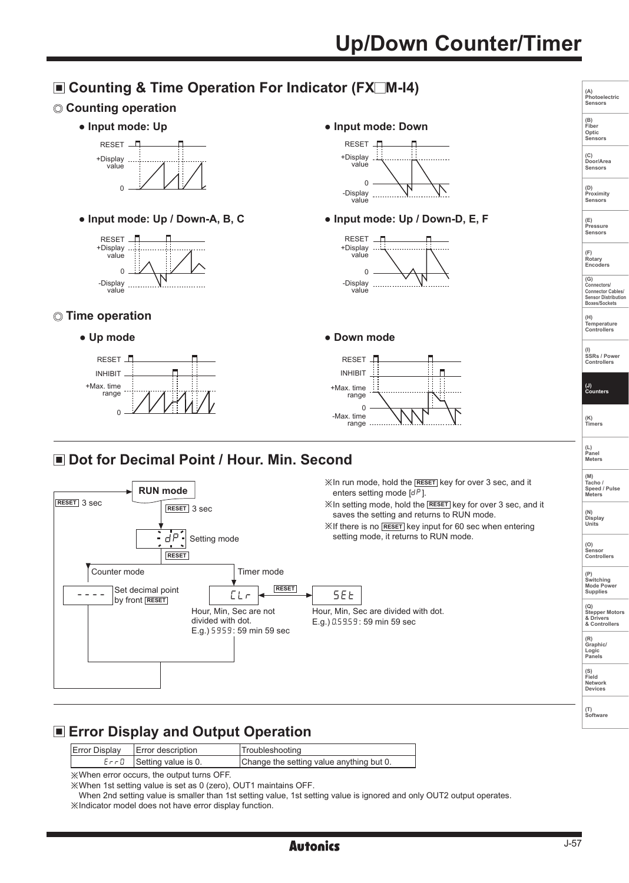## ■ Counting & Time Operation For Indicator (FX□M-I4)

### ◎ Counting operation

- **Input mode: Up**
- **Input mode: Down**
- **Input mode: Up / Down-A, B, C**
- **Input mode: Up / Down-D, E, F**

### ◎ Time operation

- **Up mode**
- **Down mode**

## ■ Dot for Decimal Point / Hour. Min. Second

※In run mode, hold the RESET key for over 3 sec, and it enters setting mode [dP].

※In setting mode, hold the RESET key for over 3 sec, and it saves the setting and returns to RUN mode.

※If there is no RESET key input for 60 sec when entering setting mode, it returns to RUN mode.

RUN mode → RESET 3 sec → dP Setting mode → RESET

- Counter mode: ---- Set decimal point by front RESET
- Timer mode: CLr ↔ (RESET) ↔ SEt
  - CLr: Hour, Min, Sec are not divided with dot. E.g.) 5959: 59 min 59 sec
  - SEt: Hour, Min, Sec are divided with dot. E.g.) 0.59.59: 59 min 59 sec

## ■ Error Display and Output Operation

| Error Display | Error description | Troubleshooting |
|---|---|---|
| Err0 | Setting value is 0. | Change the setting value anything but 0. |

※When error occurs, the output turns OFF.

※When 1st setting value is set as 0 (zero), OUT1 maintains OFF.

When 2nd setting value is smaller than 1st setting value, 1st setting value is ignored and only OUT2 output operates.

※Indicator model does not have error display function.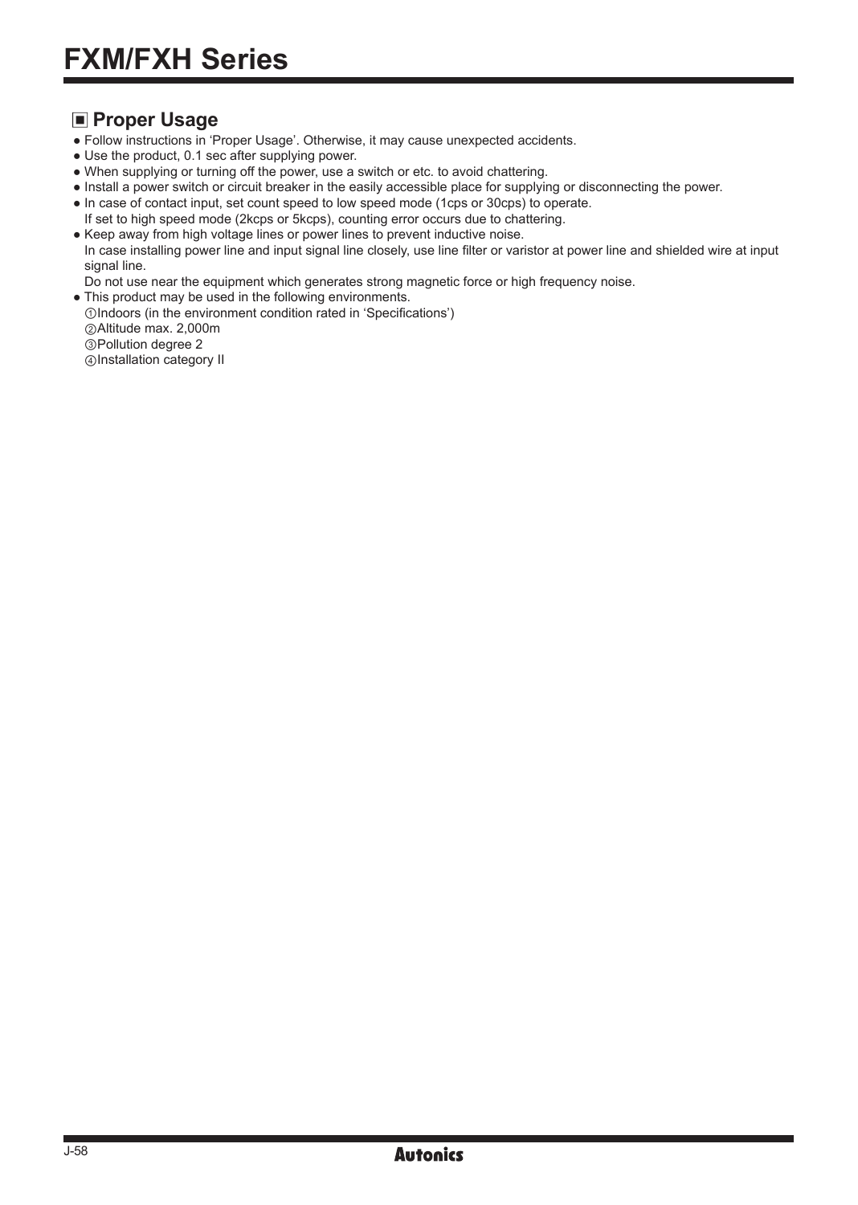## ▣ Proper Usage

- Follow instructions in 'Proper Usage'. Otherwise, it may cause unexpected accidents.
- Use the product, 0.1 sec after supplying power.
- When supplying or turning off the power, use a switch or etc. to avoid chattering.
- Install a power switch or circuit breaker in the easily accessible place for supplying or disconnecting the power.
- In case of contact input, set count speed to low speed mode (1cps or 30cps) to operate.
  If set to high speed mode (2kcps or 5kcps), counting error occurs due to chattering.
- Keep away from high voltage lines or power lines to prevent inductive noise.
  In case installing power line and input signal line closely, use line filter or varistor at power line and shielded wire at input signal line.
  Do not use near the equipment which generates strong magnetic force or high frequency noise.
- This product may be used in the following environments.
  ①Indoors (in the environment condition rated in 'Specifications')
  ②Altitude max. 2,000m
  ③Pollution degree 2
  ④Installation category II